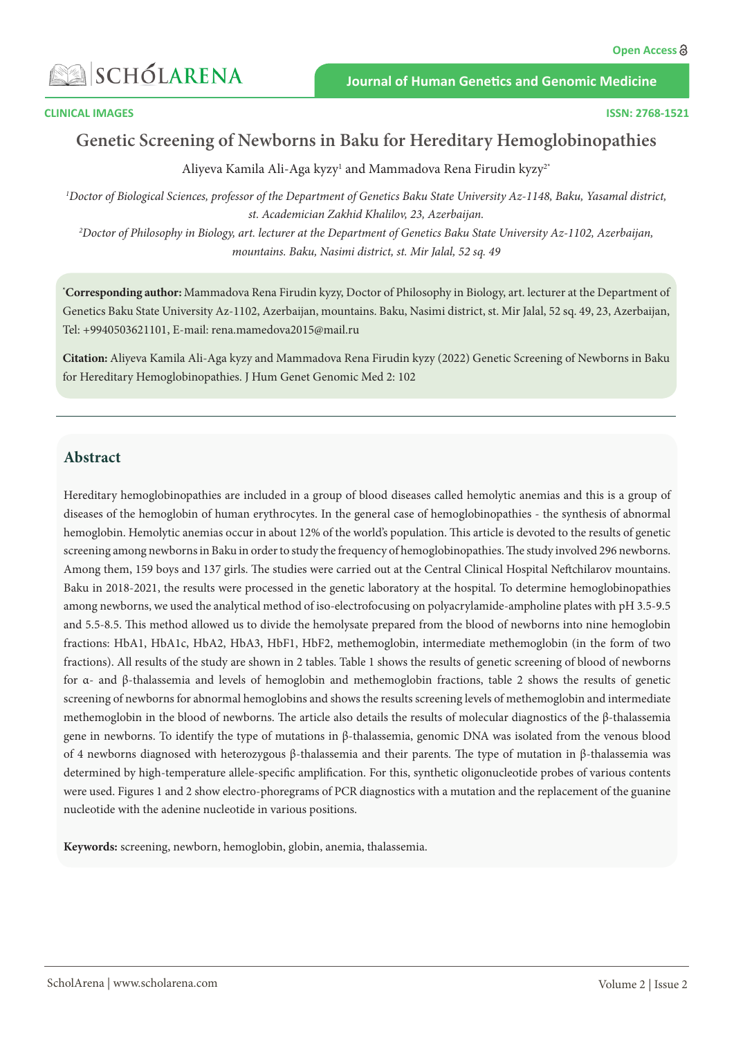CLINICAL IMAGES

# Genetic Screening of Newborns in Baku for Hereditary Hemoglobinopathies

Aliyeva Kamila Ali-Aga kyzy[1] and Mammadova Rena Firudin kyzy[2*]

*[1]Doctor of Biological Sciences, professor of the Department of Genetics Baku State University Az-1148, Baku, Yasamal district, st. Academician Zakhid Khalilov, 23, Azerbaijan.*

*[2]Doctor of Philosophy in Biology, art. lecturer at the Department of Genetics Baku State University Az-1102, Azerbaijan, mountains. Baku, Nasimi district, st. Mir Jalal, 52 sq. 49*

[*]**Corresponding author:** Mammadova Rena Firudin kyzy, Doctor of Philosophy in Biology, art. lecturer at the Department of Genetics Baku State University Az-1102, Azerbaijan, mountains. Baku, Nasimi district, st. Mir Jalal, 52 sq. 49, 23, Azerbaijan, Tel: +9940503621101, E-mail: rena.mamedova2015@mail.ru

**Citation:** Aliyeva Kamila Ali-Aga kyzy and Mammadova Rena Firudin kyzy (2022) Genetic Screening of Newborns in Baku for Hereditary Hemoglobinopathies. J Hum Genet Genomic Med 2: 102

## Abstract

Hereditary hemoglobinopathies are included in a group of blood diseases called hemolytic anemias and this is a group of diseases of the hemoglobin of human erythrocytes. In the general case of hemoglobinopathies - the synthesis of abnormal hemoglobin. Hemolytic anemias occur in about 12% of the world's population. This article is devoted to the results of genetic screening among newborns in Baku in order to study the frequency of hemoglobinopathies. The study involved 296 newborns. Among them, 159 boys and 137 girls. The studies were carried out at the Central Clinical Hospital Neftchilarov mountains. Baku in 2018-2021, the results were processed in the genetic laboratory at the hospital. To determine hemoglobinopathies among newborns, we used the analytical method of iso-electrofocusing on polyacrylamide-ampholine plates with pH 3.5-9.5 and 5.5-8.5. This method allowed us to divide the hemolysate prepared from the blood of newborns into nine hemoglobin fractions: HbA1, HbA1c, HbA2, HbA3, HbF1, HbF2, methemoglobin, intermediate methemoglobin (in the form of two fractions). All results of the study are shown in 2 tables. Table 1 shows the results of genetic screening of blood of newborns for α- and β-thalassemia and levels of hemoglobin and methemoglobin fractions, table 2 shows the results of genetic screening of newborns for abnormal hemoglobins and shows the results screening levels of methemoglobin and intermediate methemoglobin in the blood of newborns. The article also details the results of molecular diagnostics of the β-thalassemia gene in newborns. To identify the type of mutations in β-thalassemia, genomic DNA was isolated from the venous blood of 4 newborns diagnosed with heterozygous β-thalassemia and their parents. The type of mutation in β-thalassemia was determined by high-temperature allele-specific amplification. For this, synthetic oligonucleotide probes of various contents were used. Figures 1 and 2 show electro-phoregrams of PCR diagnostics with a mutation and the replacement of the guanine nucleotide with the adenine nucleotide in various positions.

**Keywords:** screening, newborn, hemoglobin, globin, anemia, thalassemia.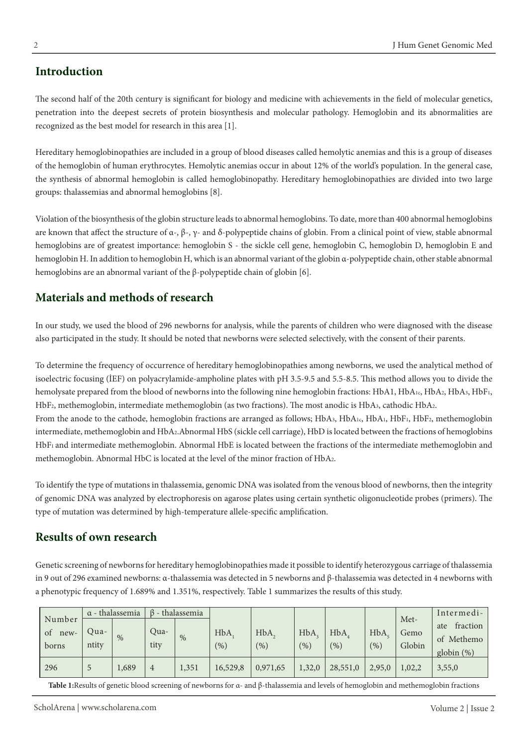## Introduction

The second half of the 20th century is significant for biology and medicine with achievements in the field of molecular genetics, penetration into the deepest secrets of protein biosynthesis and molecular pathology. Hemoglobin and its abnormalities are recognized as the best model for research in this area [1].

Hereditary hemoglobinopathies are included in a group of blood diseases called hemolytic anemias and this is a group of diseases of the hemoglobin of human erythrocytes. Hemolytic anemias occur in about 12% of the world's population. In the general case, the synthesis of abnormal hemoglobin is called hemoglobinopathy. Hereditary hemoglobinopathies are divided into two large groups: thalassemias and abnormal hemoglobins [8].

Violation of the biosynthesis of the globin structure leads to abnormal hemoglobins. To date, more than 400 abnormal hemoglobins are known that affect the structure of α-, β-, γ- and δ-polypeptide chains of globin. From a clinical point of view, stable abnormal hemoglobins are of greatest importance: hemoglobin S - the sickle cell gene, hemoglobin C, hemoglobin D, hemoglobin E and hemoglobin H. In addition to hemoglobin H, which is an abnormal variant of the globin α-polypeptide chain, other stable abnormal hemoglobins are an abnormal variant of the β-polypeptide chain of globin [6].

## Materials and methods of research

In our study, we used the blood of 296 newborns for analysis, while the parents of children who were diagnosed with the disease also participated in the study. It should be noted that newborns were selected selectively, with the consent of their parents.

To determine the frequency of occurrence of hereditary hemoglobinopathies among newborns, we used the analytical method of isoelectric focusing (İEF) on polyacrylamide-ampholine plates with pH 3.5-9.5 and 5.5-8.5. This method allows you to divide the hemolysate prepared from the blood of newborns into the following nine hemoglobin fractions: HbA1, $HbA_{1c}$, $HbA_2$, $HbA_3$, $HbF_1$, $HbF_2$, methemoglobin, intermediate methemoglobin (as two fractions). The most anodic is $HbA_3$, cathodic $HbA_2$.
From the anode to the cathode, hemoglobin fractions are arranged as follows; $HbA_3$, $HbA_{1c}$, $HbA_1$, $HbF_1$, $HbF_2$, methemoglobin intermediate, methemoglobin and $HbA_2$.Abnormal HbS (sickle cell carriage), HbD is located between the fractions of hemoglobins $HbF_1$ and intermediate methemoglobin. Abnormal HbE is located between the fractions of the intermediate methemoglobin and methemoglobin. Abnormal HbC is located at the level of the minor fraction of $HbA_2$.

To identify the type of mutations in thalassemia, genomic DNA was isolated from the venous blood of newborns, then the integrity of genomic DNA was analyzed by electrophoresis on agarose plates using certain synthetic oligonucleotide probes (primers). The type of mutation was determined by high-temperature allele-specific amplification.

## Results of own research

Genetic screening of newborns for hereditary hemoglobinopathies made it possible to identify heterozygous carriage of thalassemia in 9 out of 296 examined newborns: α-thalassemia was detected in 5 newborns and β-thalassemia was detected in 4 newborns with a phenotypic frequency of 1.689% and 1.351%, respectively. Table 1 summarizes the results of this study.

| Number of newborns | α - thalassemia | | β - thalassemia | | $HbA_1$ (%) | $HbA_2$ (%) | $HbA_3$ (%) | $HbA_4$ (%) | $HbA_5$ (%) | Met-Gemo Globin | Intermediate fraction of Methemo globin (%) |
|---|---|---|---|---|---|---|---|---|---|---|---|
| | Quantity | % | Quantity | % | | | | | | | |
| 296 | 5 | 1,689 | 4 | 1,351 | 16,529,8 | 0,971,65 | 1,32,0 | 28,551,0 | 2,95,0 | 1,02,2 | 3,55,0 |

**Table 1:**Results of genetic blood screening of newborns for α- and β-thalassemia and levels of hemoglobin and methemoglobin fractions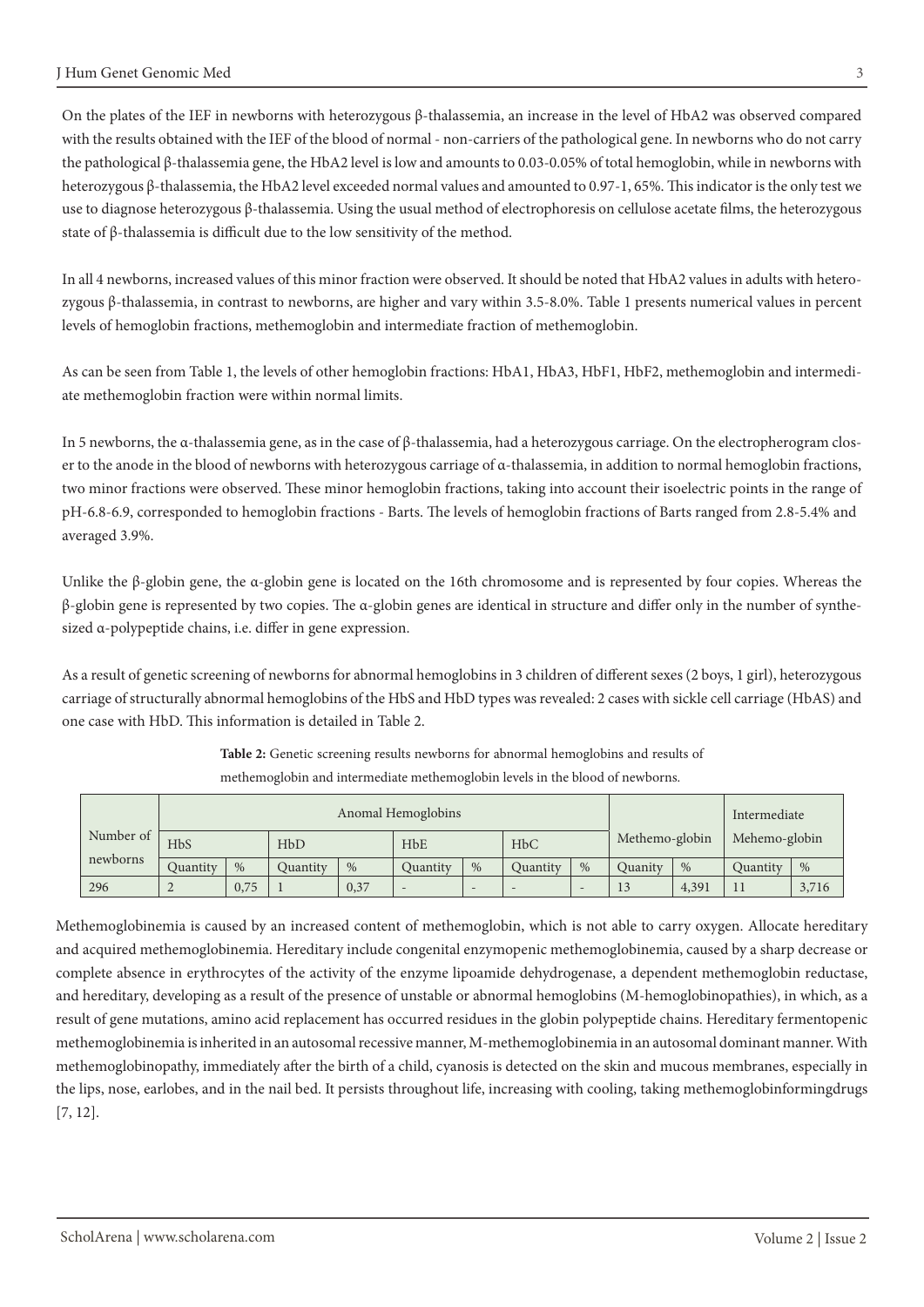On the plates of the IEF in newborns with heterozygous β-thalassemia, an increase in the level of HbA2 was observed compared with the results obtained with the IEF of the blood of normal - non-carriers of the pathological gene. In newborns who do not carry the pathological β-thalassemia gene, the HbA2 level is low and amounts to 0.03-0.05% of total hemoglobin, while in newborns with heterozygous β-thalassemia, the HbA2 level exceeded normal values and amounted to 0.97-1, 65%. This indicator is the only test we use to diagnose heterozygous β-thalassemia. Using the usual method of electrophoresis on cellulose acetate films, the heterozygous state of β-thalassemia is difficult due to the low sensitivity of the method.

In all 4 newborns, increased values of this minor fraction were observed. It should be noted that HbA2 values in adults with heterozygous β-thalassemia, in contrast to newborns, are higher and vary within 3.5-8.0%. Table 1 presents numerical values in percent levels of hemoglobin fractions, methemoglobin and intermediate fraction of methemoglobin.

As can be seen from Table 1, the levels of other hemoglobin fractions: HbA1, HbA3, HbF1, HbF2, methemoglobin and intermediate methemoglobin fraction were within normal limits.

In 5 newborns, the α-thalassemia gene, as in the case of β-thalassemia, had a heterozygous carriage. On the electropherogram closer to the anode in the blood of newborns with heterozygous carriage of α-thalassemia, in addition to normal hemoglobin fractions, two minor fractions were observed. These minor hemoglobin fractions, taking into account their isoelectric points in the range of pH-6.8-6.9, corresponded to hemoglobin fractions - Barts. The levels of hemoglobin fractions of Barts ranged from 2.8-5.4% and averaged 3.9%.

Unlike the β-globin gene, the α-globin gene is located on the 16th chromosome and is represented by four copies. Whereas the β-globin gene is represented by two copies. The α-globin genes are identical in structure and differ only in the number of synthesized α-polypeptide chains, i.e. differ in gene expression.

As a result of genetic screening of newborns for abnormal hemoglobins in 3 children of different sexes (2 boys, 1 girl), heterozygous carriage of structurally abnormal hemoglobins of the HbS and HbD types was revealed: 2 cases with sickle cell carriage (HbAS) and one case with HbD. This information is detailed in Table 2.

**Table 2:** Genetic screening results newborns for abnormal hemoglobins and results of methemoglobin and intermediate methemoglobin levels in the blood of newborns.

| Number of newborns | Anomal Hemoglobins | | | | | | | | Methemo-globin | | Intermediate Mehemo-globin | |
|---|---|---|---|---|---|---|---|---|---|---|---|---|
| | HbS | | HbD | | HbE | | HbC | | | | | |
| | Quantity | % | Quantity | % | Quantity | % | Quantity | % | Quanity | % | Quantity | % |
| 296 | 2 | 0,75 | 1 | 0,37 | - | - | - | - | 13 | 4,391 | 11 | 3,716 |

Methemoglobinemia is caused by an increased content of methemoglobin, which is not able to carry oxygen. Allocate hereditary and acquired methemoglobinemia. Hereditary include congenital enzymopenic methemoglobinemia, caused by a sharp decrease or complete absence in erythrocytes of the activity of the enzyme lipoamide dehydrogenase, a dependent methemoglobin reductase, and hereditary, developing as a result of the presence of unstable or abnormal hemoglobins (M-hemoglobinopathies), in which, as a result of gene mutations, amino acid replacement has occurred residues in the globin polypeptide chains. Hereditary fermentopenic methemoglobinemia is inherited in an autosomal recessive manner, M-methemoglobinemia in an autosomal dominant manner. With methemoglobinopathy, immediately after the birth of a child, cyanosis is detected on the skin and mucous membranes, especially in the lips, nose, earlobes, and in the nail bed. It persists throughout life, increasing with cooling, taking methemoglobinformingdrugs [7, 12].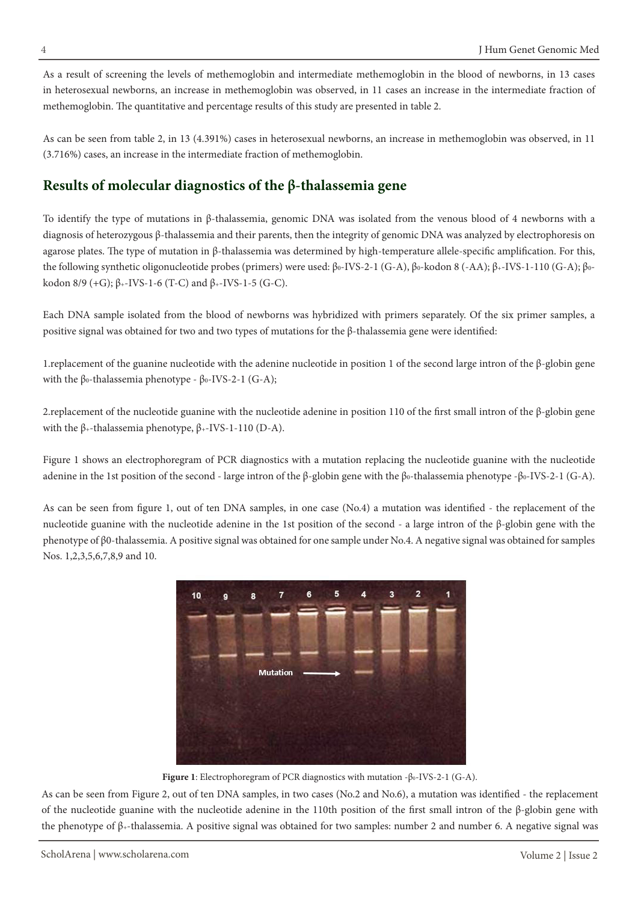As a result of screening the levels of methemoglobin and intermediate methemoglobin in the blood of newborns, in 13 cases in heterosexual newborns, an increase in methemoglobin was observed, in 11 cases an increase in the intermediate fraction of methemoglobin. The quantitative and percentage results of this study are presented in table 2.

As can be seen from table 2, in 13 (4.391%) cases in heterosexual newborns, an increase in methemoglobin was observed, in 11 (3.716%) cases, an increase in the intermediate fraction of methemoglobin.

## Results of molecular diagnostics of the β-thalassemia gene

To identify the type of mutations in β-thalassemia, genomic DNA was isolated from the venous blood of 4 newborns with a diagnosis of heterozygous β-thalassemia and their parents, then the integrity of genomic DNA was analyzed by electrophoresis on agarose plates. The type of mutation in β-thalassemia was determined by high-temperature allele-specific amplification. For this, the following synthetic oligonucleotide probes (primers) were used: $\beta_0$-IVS-2-1 (G-A), $\beta_0$-kodon 8 (-AA); $\beta_+$-IVS-1-110 (G-A); $\beta_0$-kodon 8/9 (+G); $\beta_+$-IVS-1-6 (T-C) and $\beta_+$-IVS-1-5 (G-C).

Each DNA sample isolated from the blood of newborns was hybridized with primers separately. Of the six primer samples, a positive signal was obtained for two and two types of mutations for the β-thalassemia gene were identified:

1.replacement of the guanine nucleotide with the adenine nucleotide in position 1 of the second large intron of the β-globin gene with the $\beta_0$-thalassemia phenotype - $\beta_0$-IVS-2-1 (G-A);

2.replacement of the nucleotide guanine with the nucleotide adenine in position 110 of the first small intron of the β-globin gene with the $\beta_+$-thalassemia phenotype, $\beta_+$-IVS-1-110 (D-A).

Figure 1 shows an electrophoregram of PCR diagnostics with a mutation replacing the nucleotide guanine with the nucleotide adenine in the 1st position of the second - large intron of the β-globin gene with the $\beta_0$-thalassemia phenotype -$\beta_0$-IVS-2-1 (G-A).

As can be seen from figure 1, out of ten DNA samples, in one case (No.4) a mutation was identified - the replacement of the nucleotide guanine with the nucleotide adenine in the 1st position of the second - a large intron of the β-globin gene with the phenotype of β0-thalassemia. A positive signal was obtained for one sample under No.4. A negative signal was obtained for samples Nos. 1,2,3,5,6,7,8,9 and 10.

**Figure 1**: Electrophoregram of PCR diagnostics with mutation -$\beta_0$-IVS-2-1 (G-A).

As can be seen from Figure 2, out of ten DNA samples, in two cases (No.2 and No.6), a mutation was identified - the replacement of the nucleotide guanine with the nucleotide adenine in the 110th position of the first small intron of the β-globin gene with the phenotype of $\beta_+$-thalassemia. A positive signal was obtained for two samples: number 2 and number 6. A negative signal was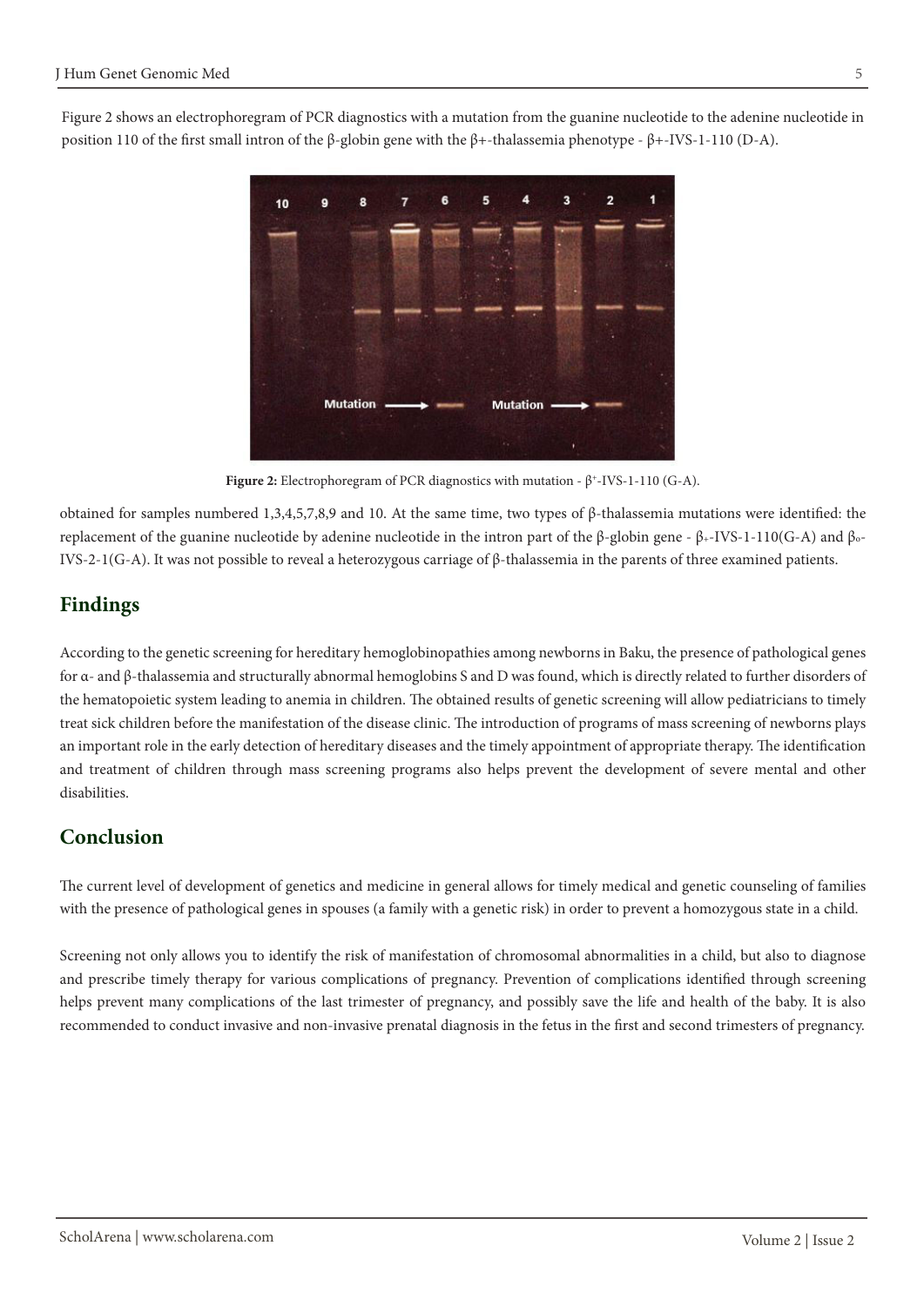Figure 2 shows an electrophoregram of PCR diagnostics with a mutation from the guanine nucleotide to the adenine nucleotide in position 110 of the first small intron of the β-globin gene with the β+-thalassemia phenotype - β+-IVS-1-110 (D-A).

**Figure 2:** Electrophoregram of PCR diagnostics with mutation - $\beta^{+}$-IVS-1-110 (G-A).

obtained for samples numbered 1,3,4,5,7,8,9 and 10. At the same time, two types of β-thalassemia mutations were identified: the replacement of the guanine nucleotide by adenine nucleotide in the intron part of the β-globin gene - $\beta_{+}$-IVS-1-110(G-A) and $\beta_{o}$-IVS-2-1(G-A). It was not possible to reveal a heterozygous carriage of β-thalassemia in the parents of three examined patients.

## Findings

According to the genetic screening for hereditary hemoglobinopathies among newborns in Baku, the presence of pathological genes for α- and β-thalassemia and structurally abnormal hemoglobins S and D was found, which is directly related to further disorders of the hematopoietic system leading to anemia in children. The obtained results of genetic screening will allow pediatricians to timely treat sick children before the manifestation of the disease clinic. The introduction of programs of mass screening of newborns plays an important role in the early detection of hereditary diseases and the timely appointment of appropriate therapy. The identification and treatment of children through mass screening programs also helps prevent the development of severe mental and other disabilities.

## Conclusion

The current level of development of genetics and medicine in general allows for timely medical and genetic counseling of families with the presence of pathological genes in spouses (a family with a genetic risk) in order to prevent a homozygous state in a child.

Screening not only allows you to identify the risk of manifestation of chromosomal abnormalities in a child, but also to diagnose and prescribe timely therapy for various complications of pregnancy. Prevention of complications identified through screening helps prevent many complications of the last trimester of pregnancy, and possibly save the life and health of the baby. It is also recommended to conduct invasive and non-invasive prenatal diagnosis in the fetus in the first and second trimesters of pregnancy.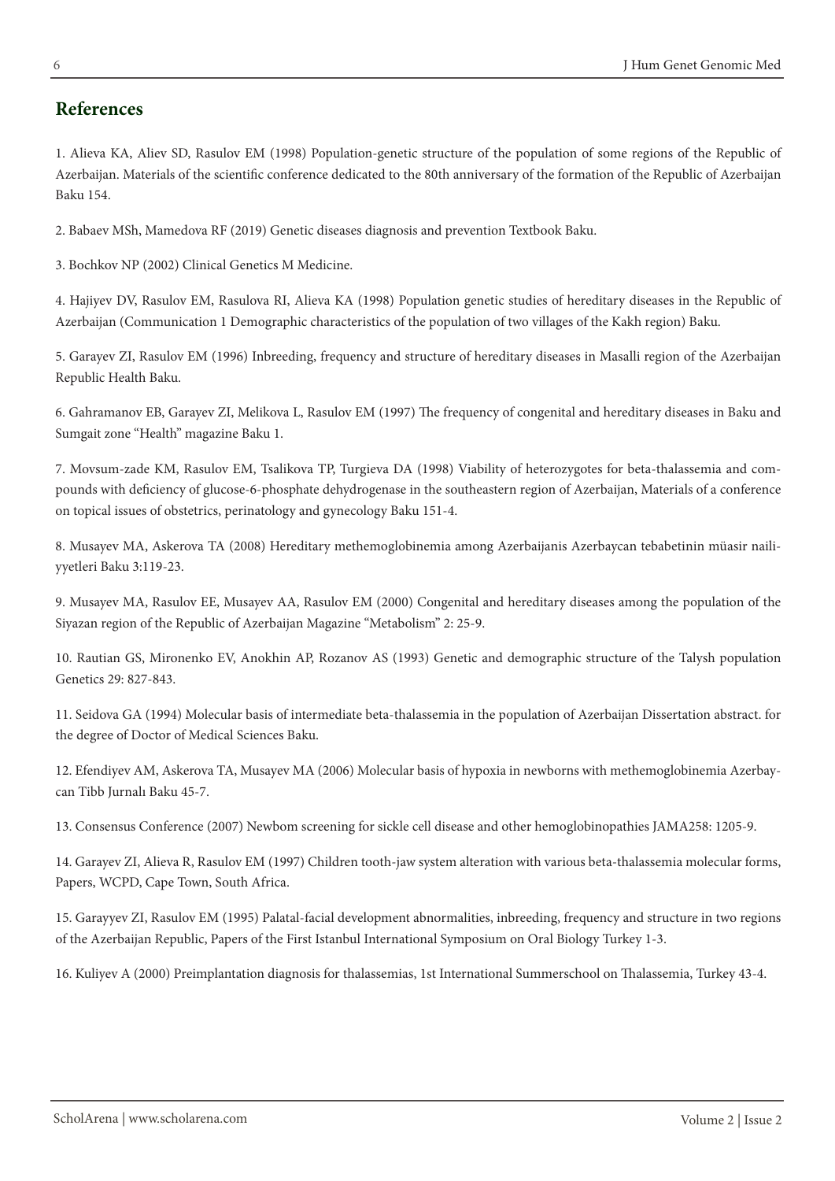## References

1. Alieva KA, Aliev SD, Rasulov EM (1998) Population-genetic structure of the population of some regions of the Republic of Azerbaijan. Materials of the scientific conference dedicated to the 80th anniversary of the formation of the Republic of Azerbaijan Baku 154.

2. Babaev MSh, Mamedova RF (2019) Genetic diseases diagnosis and prevention Textbook Baku.

3. Bochkov NP (2002) Clinical Genetics M Medicine.

4. Hajiyev DV, Rasulov EM, Rasulova RI, Alieva KA (1998) Population genetic studies of hereditary diseases in the Republic of Azerbaijan (Communication 1 Demographic characteristics of the population of two villages of the Kakh region) Baku.

5. Garayev ZI, Rasulov EM (1996) Inbreeding, frequency and structure of hereditary diseases in Masalli region of the Azerbaijan Republic Health Baku.

6. Gahramanov EB, Garayev ZI, Melikova L, Rasulov EM (1997) The frequency of congenital and hereditary diseases in Baku and Sumgait zone "Health" magazine Baku 1.

7. Movsum-zade KM, Rasulov EM, Tsalikova TP, Turgieva DA (1998) Viability of heterozygotes for beta-thalassemia and compounds with deficiency of glucose-6-phosphate dehydrogenase in the southeastern region of Azerbaijan, Materials of a conference on topical issues of obstetrics, perinatology and gynecology Baku 151-4.

8. Musayev MA, Askerova TA (2008) Hereditary methemoglobinemia among Azerbaijanis Azerbaycan tebabetinin müasir nailiyyetleri Baku 3:119-23.

9. Musayev MA, Rasulov EE, Musayev AA, Rasulov EM (2000) Congenital and hereditary diseases among the population of the Siyazan region of the Republic of Azerbaijan Magazine "Metabolism" 2: 25-9.

10. Rautian GS, Mironenko EV, Anokhin AP, Rozanov AS (1993) Genetic and demographic structure of the Talysh population Genetics 29: 827-843.

11. Seidova GA (1994) Molecular basis of intermediate beta-thalassemia in the population of Azerbaijan Dissertation abstract. for the degree of Doctor of Medical Sciences Baku.

12. Efendiyev AM, Askerova TA, Musayev MA (2006) Molecular basis of hypoxia in newborns with methemoglobinemia Azerbaycan Tibb Jurnalı Baku 45-7.

13. Consensus Conference (2007) Newbom screening for sickle cell disease and other hemoglobinopathies JAMA258: 1205-9.

14. Garayev ZI, Alieva R, Rasulov EM (1997) Children tooth-jaw system alteration with various beta-thalassemia molecular forms, Papers, WCPD, Cape Town, South Africa.

15. Garayyev ZI, Rasulov EM (1995) Palatal-facial development abnormalities, inbreeding, frequency and structure in two regions of the Azerbaijan Republic, Papers of the First Istanbul International Symposium on Oral Biology Turkey 1-3.

16. Kuliyev A (2000) Preimplantation diagnosis for thalassemias, 1st International Summerschool on Thalassemia, Turkey 43-4.